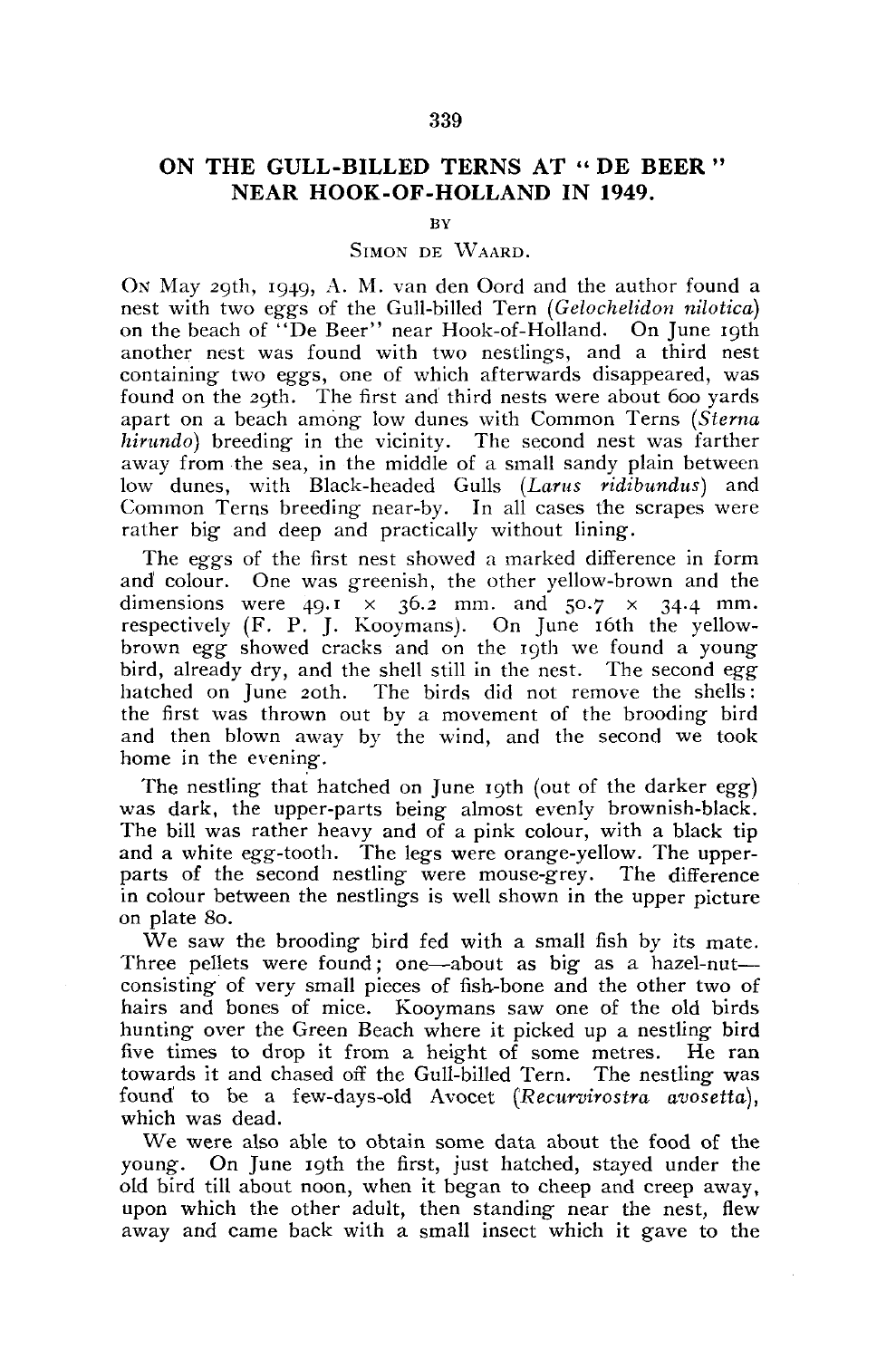# ON THE GULL-BILLED TERNS AT "DE BEER" NEAR HOOK-OF-HOLLAND IN 1949.

BY

SIMON DE WAARD.

ON May 29th, 1949, A. M. van den Oord and the author found a nest with two eggs of the Gull-billed Tern (*Gelochelidon nilotica*) on the beach of "De Beer" near Hook-of-Holland. On June 19th another nest was found with two nestlings, and a third nest containing two eggs, one of which afterwards disappeared, was found on the 29th. The first and third nests were about 600 yards apart on a beach among low dunes with Common Terns (*Sterna hirundo*) breeding in the vicinity. The second nest was farther away from the sea, in the middle of a small sandy plain between low dunes, with Black-headed Gulls (*Larus ridibundus*) and Common Terns breeding near-by. In all cases the scrapes were rather big and deep and practically without lining.

The eggs of the first nest showed a marked difference in form and colour. One was greenish, the other yellow-brown and the dimensions were 49.1 × 36.2 mm. and 50.7 × 34.4 mm. respectively (F. P. J. Kooymans). On June 16th the yellow-brown egg showed cracks and on the 19th we found a young bird, already dry, and the shell still in the nest. The second egg hatched on June 20th. The birds did not remove the shells: the first was thrown out by a movement of the brooding bird and then blown away by the wind, and the second we took home in the evening.

The nestling that hatched on June 19th (out of the darker egg) was dark, the upper-parts being almost evenly brownish-black. The bill was rather heavy and of a pink colour, with a black tip and a white egg-tooth. The legs were orange-yellow. The upper-parts of the second nestling were mouse-grey. The difference in colour between the nestlings is well shown in the upper picture on plate 80.

We saw the brooding bird fed with a small fish by its mate. Three pellets were found; one—about as big as a hazel-nut—consisting of very small pieces of fish-bone and the other two of hairs and bones of mice. Kooymans saw one of the old birds hunting over the Green Beach where it picked up a nestling bird five times to drop it from a height of some metres. He ran towards it and chased off the Gull-billed Tern. The nestling was found to be a few-days-old Avocet (*Recurvirostra avosetta*), which was dead.

We were also able to obtain some data about the food of the young. On June 19th the first, just hatched, stayed under the old bird till about noon, when it began to cheep and creep away, upon which the other adult, then standing near the nest, flew away and came back with a small insect which it gave to the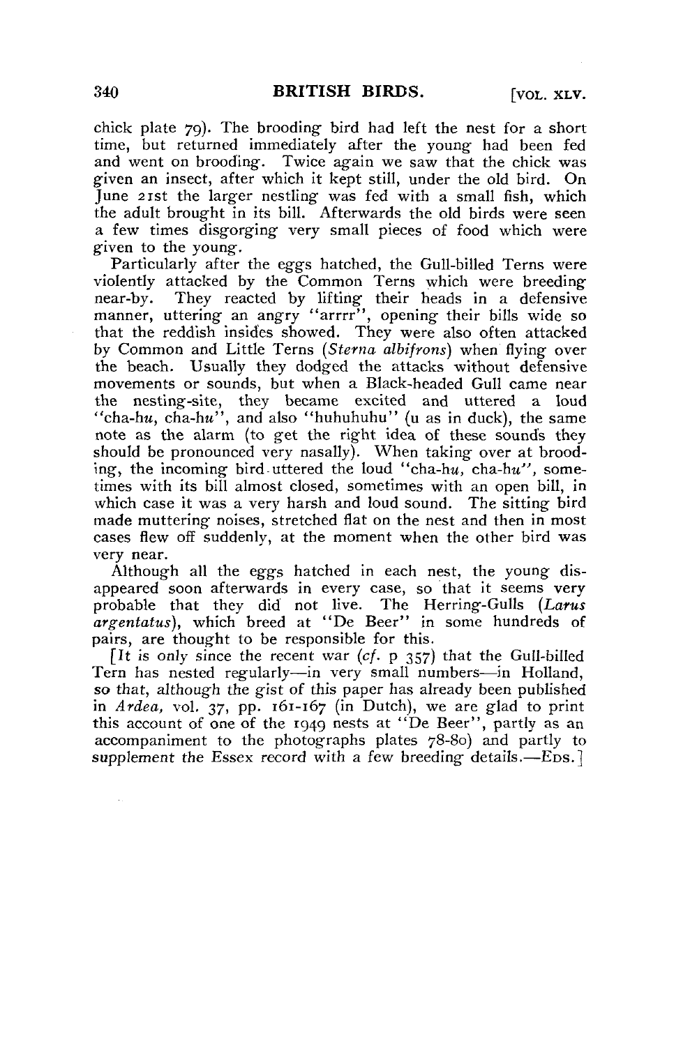chick plate 79). The brooding bird had left the nest for a short time, but returned immediately after the young had been fed and went on brooding. Twice again we saw that the chick was given an insect, after which it kept still, under the old bird. On June 21st the larger nestling was fed with a small fish, which the adult brought in its bill. Afterwards the old birds were seen a few times disgorging very small pieces of food which were given to the young.

Particularly after the eggs hatched, the Gull-billed Terns were violently attacked by the Common Terns which were breeding near-by. They reacted by lifting their heads in a defensive manner, uttering an angry "arrrr", opening their bills wide so that the reddish insides showed. They were also often attacked by Common and Little Terns (*Sterna albifrons*) when flying over the beach. Usually they dodged the attacks without defensive movements or sounds, but when a Black-headed Gull came near the nesting-site, they became excited and uttered a loud "cha-*hu*, cha-*hu*", and also "huhuhuhu" (u as in duck), the same note as the alarm (to get the right idea of these sounds they should be pronounced very nasally). When taking over at brooding, the incoming bird uttered the loud "cha-*hu*, cha-*hu*", sometimes with its bill almost closed, sometimes with an open bill, in which case it was a very harsh and loud sound. The sitting bird made muttering noises, stretched flat on the nest and then in most cases flew off suddenly, at the moment when the other bird was very near.

Although all the eggs hatched in each nest, the young disappeared soon afterwards in every case, so that it seems very probable that they did not live. The Herring-Gulls (*Larus argentatus*), which breed at "De Beer" in some hundreds of pairs, are thought to be responsible for this.

[*It is only since the recent war (cf. p 357) that the Gull-billed Tern has nested regularly—in very small numbers—in Holland, so that, although the gist of this paper has already been published in Ardea, vol. 37, pp. 161-167 (in Dutch), we are glad to print this account of one of the 1949 nests at "De Beer", partly as an accompaniment to the photographs plates 78-80) and partly to supplement the Essex record with a few breeding details.*—EDS.]